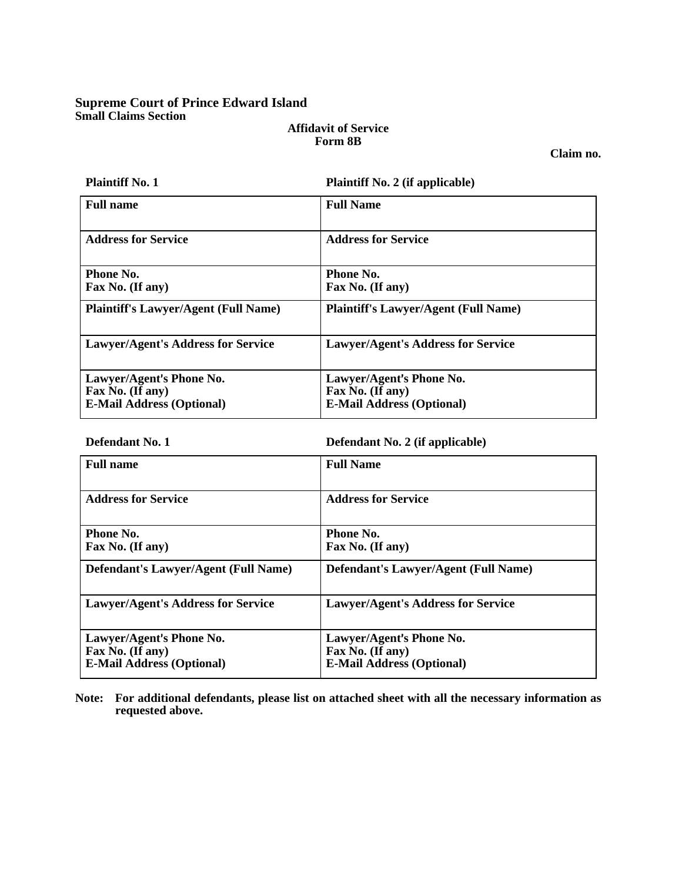**Supreme Court of Prince Edward Island**
**Small Claims Section**

**Affidavit of Service**
**Form 8B**

**Claim no.**

| Plaintiff No. 1 | Plaintiff No. 2 (if applicable) |
|---|---|
| **Full name** | **Full Name** |
| **Address for Service** | **Address for Service** |
| **Phone No.**<br>**Fax No. (If any)** | **Phone No.**<br>**Fax No. (If any)** |
| **Plaintiff's Lawyer/Agent (Full Name)** | **Plaintiff's Lawyer/Agent (Full Name)** |
| **Lawyer/Agent's Address for Service** | **Lawyer/Agent's Address for Service** |
| **Lawyer/Agent's Phone No.**<br>**Fax No. (If any)**<br>**E-Mail Address (Optional)** | **Lawyer/Agent's Phone No.**<br>**Fax No. (If any)**<br>**E-Mail Address (Optional)** |

| Defendant No. 1 | Defendant No. 2 (if applicable) |
|---|---|
| **Full name** | **Full Name** |
| **Address for Service** | **Address for Service** |
| **Phone No.**<br>**Fax No. (If any)** | **Phone No.**<br>**Fax No. (If any)** |
| **Defendant's Lawyer/Agent (Full Name)** | **Defendant's Lawyer/Agent (Full Name)** |
| **Lawyer/Agent's Address for Service** | **Lawyer/Agent's Address for Service** |
| **Lawyer/Agent's Phone No.**<br>**Fax No. (If any)**<br>**E-Mail Address (Optional)** | **Lawyer/Agent's Phone No.**<br>**Fax No. (If any)**<br>**E-Mail Address (Optional)** |

**Note: For additional defendants, please list on attached sheet with all the necessary information as requested above.**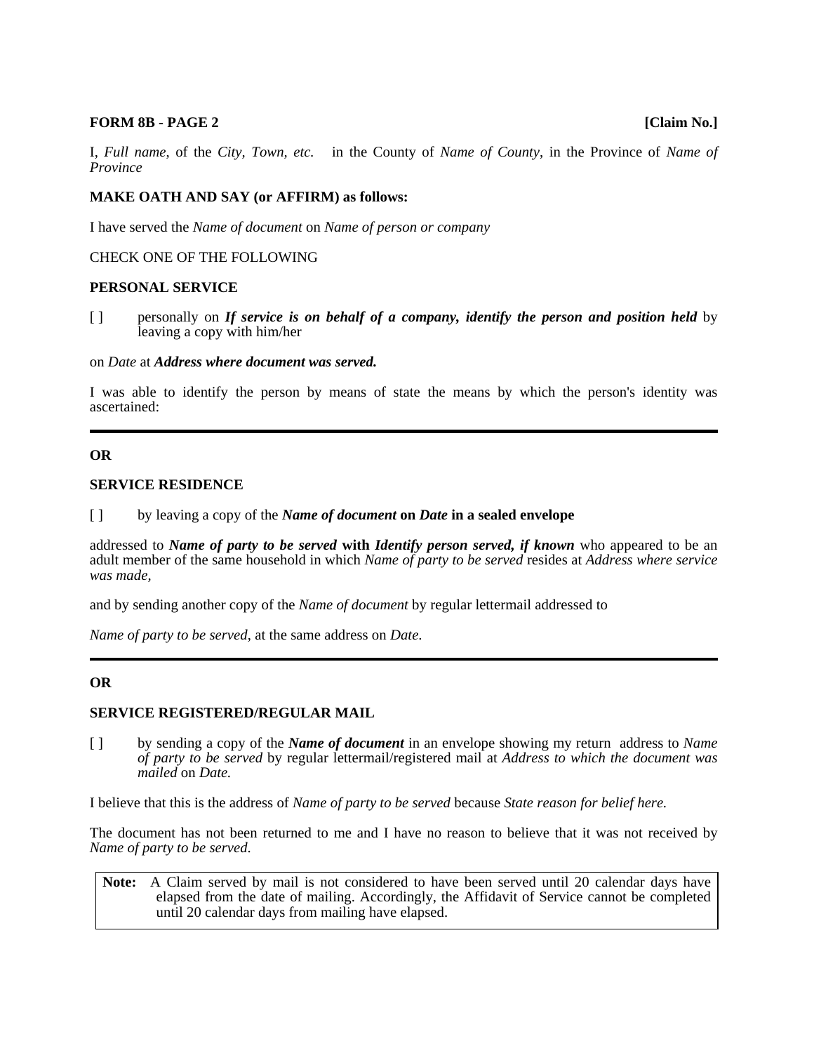**FORM 8B - PAGE 2** **[Claim No.]**

I, *Full name*, of the *City, Town, etc.* in the County of *Name of County*, in the Province of *Name of Province*

**MAKE OATH AND SAY (or AFFIRM) as follows:**

I have served the *Name of document* on *Name of person or company*

CHECK ONE OF THE FOLLOWING

**PERSONAL SERVICE**

[ ] personally on ***If service is on behalf of a company, identify the person and position held*** by leaving a copy with him/her

on *Date* at ***Address where document was served.***

I was able to identify the person by means of state the means by which the person's identity was ascertained:

---

**OR**

**SERVICE RESIDENCE**

[ ] by leaving a copy of the ***Name of document*** **on** ***Date*** **in a sealed envelope**

addressed to ***Name of party to be served*** **with** ***Identify person served, if known*** who appeared to be an adult member of the same household in which *Name of party to be served* resides at *Address where service was made*,

and by sending another copy of the *Name of document* by regular lettermail addressed to

*Name of party to be served*, at the same address on *Date*.

---

**OR**

**SERVICE REGISTERED/REGULAR MAIL**

[ ] by sending a copy of the ***Name of document*** in an envelope showing my return address to *Name of party to be served* by regular lettermail/registered mail at *Address to which the document was mailed* on *Date.*

I believe that this is the address of *Name of party to be served* because *State reason for belief here.*

The document has not been returned to me and I have no reason to believe that it was not received by *Name of party to be served.*

> **Note:** A Claim served by mail is not considered to have been served until 20 calendar days have elapsed from the date of mailing. Accordingly, the Affidavit of Service cannot be completed until 20 calendar days from mailing have elapsed.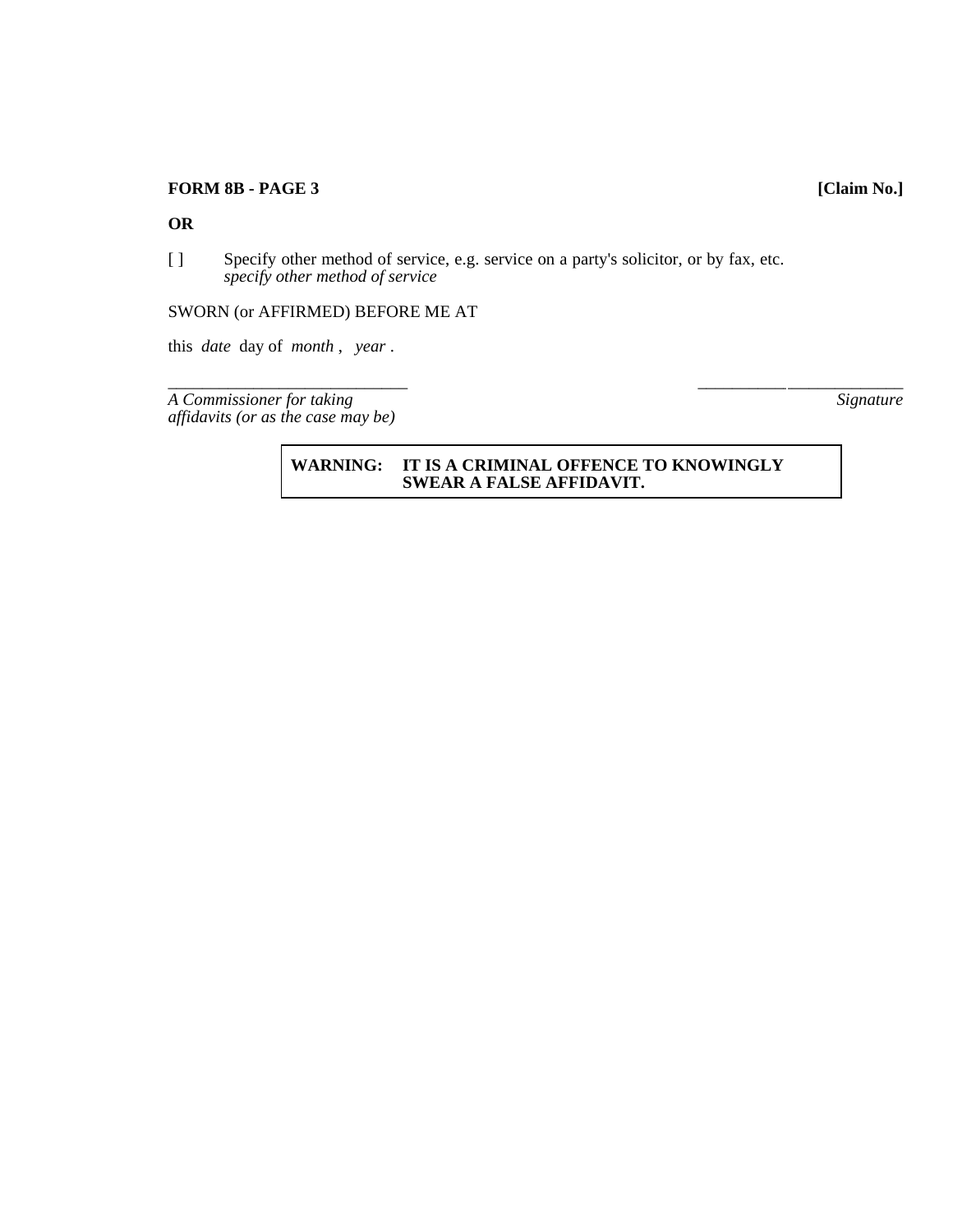**FORM 8B - PAGE 3** **[Claim No.]**

**OR**

[ ] Specify other method of service, e.g. service on a party's solicitor, or by fax, etc.
*specify other method of service*

SWORN (or AFFIRMED) BEFORE ME AT

this *date* day of *month* , *year* .

| | |
|---|---|
| ____________________________ | ________________________ |
| *A Commissioner for taking affidavits (or as the case may be)* | *Signature* |

**WARNING: IT IS A CRIMINAL OFFENCE TO KNOWINGLY SWEAR A FALSE AFFIDAVIT.**